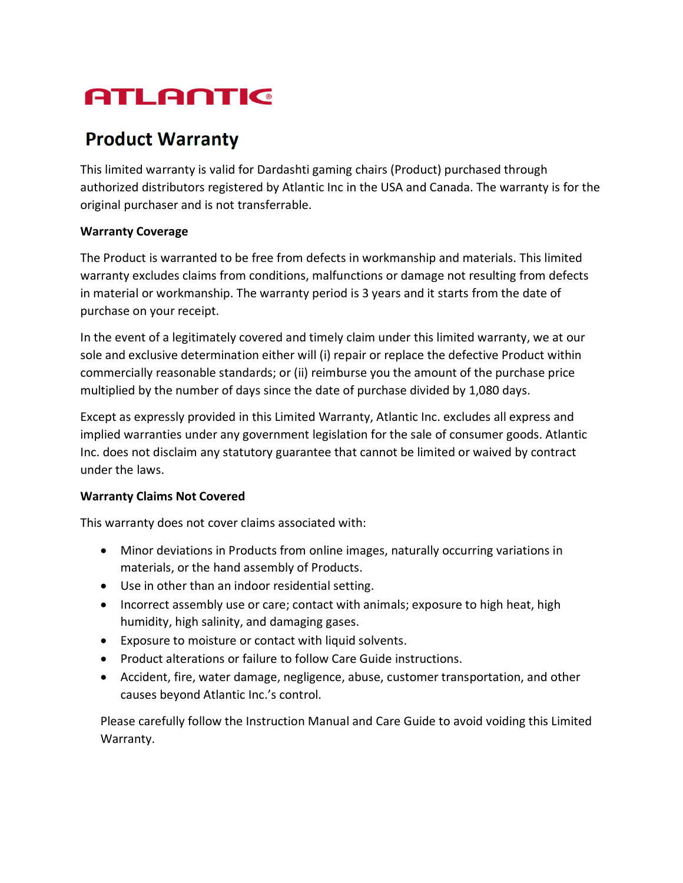ATLANTIC®

# Product Warranty

This limited warranty is valid for Dardashti gaming chairs (Product) purchased through authorized distributors registered by Atlantic Inc in the USA and Canada. The warranty is for the original purchaser and is not transferrable.

**Warranty Coverage**

The Product is warranted to be free from defects in workmanship and materials. This limited warranty excludes claims from conditions, malfunctions or damage not resulting from defects in material or workmanship. The warranty period is 3 years and it starts from the date of purchase on your receipt.

In the event of a legitimately covered and timely claim under this limited warranty, we at our sole and exclusive determination either will (i) repair or replace the defective Product within commercially reasonable standards; or (ii) reimburse you the amount of the purchase price multiplied by the number of days since the date of purchase divided by 1,080 days.

Except as expressly provided in this Limited Warranty, Atlantic Inc. excludes all express and implied warranties under any government legislation for the sale of consumer goods. Atlantic Inc. does not disclaim any statutory guarantee that cannot be limited or waived by contract under the laws.

**Warranty Claims Not Covered**

This warranty does not cover claims associated with:

- Minor deviations in Products from online images, naturally occurring variations in materials, or the hand assembly of Products.
- Use in other than an indoor residential setting.
- Incorrect assembly use or care; contact with animals; exposure to high heat, high humidity, high salinity, and damaging gases.
- Exposure to moisture or contact with liquid solvents.
- Product alterations or failure to follow Care Guide instructions.
- Accident, fire, water damage, negligence, abuse, customer transportation, and other causes beyond Atlantic Inc.'s control.

Please carefully follow the Instruction Manual and Care Guide to avoid voiding this Limited Warranty.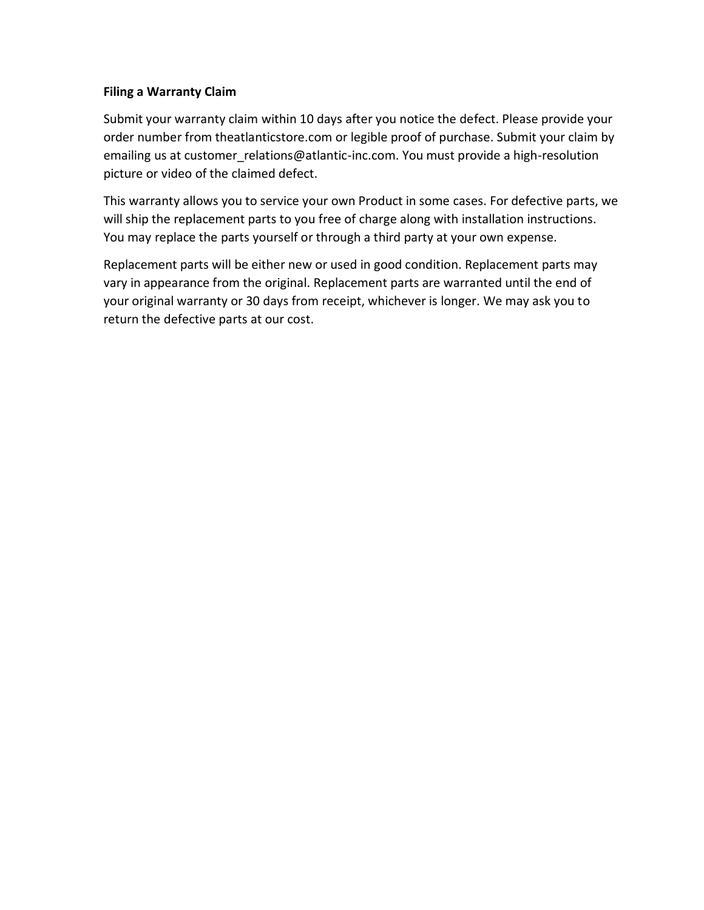**Filing a Warranty Claim**

Submit your warranty claim within 10 days after you notice the defect. Please provide your order number from theatlanticstore.com or legible proof of purchase. Submit your claim by emailing us at customer_relations@atlantic-inc.com. You must provide a high-resolution picture or video of the claimed defect.

This warranty allows you to service your own Product in some cases. For defective parts, we will ship the replacement parts to you free of charge along with installation instructions. You may replace the parts yourself or through a third party at your own expense.

Replacement parts will be either new or used in good condition. Replacement parts may vary in appearance from the original. Replacement parts are warranted until the end of your original warranty or 30 days from receipt, whichever is longer. We may ask you to return the defective parts at our cost.